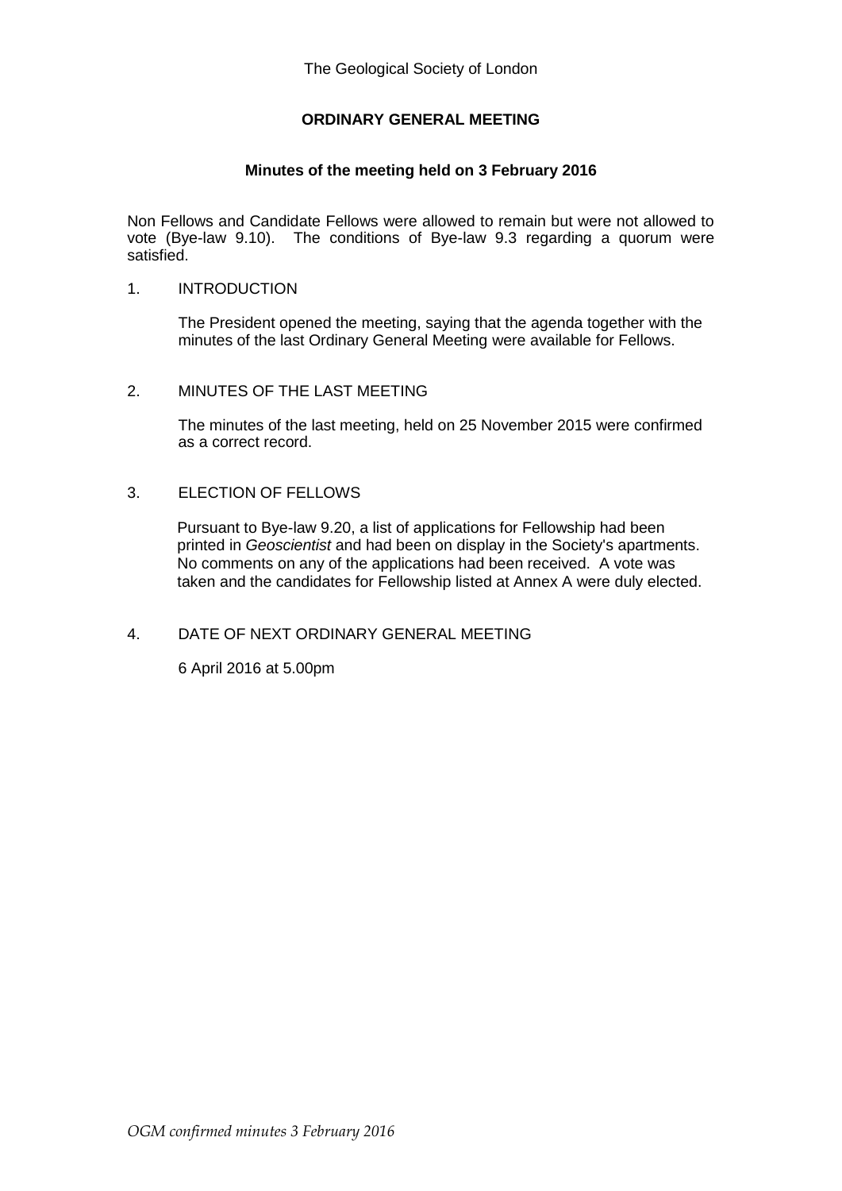The Geological Society of London

## ORDINARY GENERAL MEETING

### Minutes of the meeting held on 3 February 2016

Non Fellows and Candidate Fellows were allowed to remain but were not allowed to vote (Bye-law 9.10). The conditions of Bye-law 9.3 regarding a quorum were satisfied.

1. INTRODUCTION

   The President opened the meeting, saying that the agenda together with the minutes of the last Ordinary General Meeting were available for Fellows.

2. MINUTES OF THE LAST MEETING

   The minutes of the last meeting, held on 25 November 2015 were confirmed as a correct record.

3. ELECTION OF FELLOWS

   Pursuant to Bye-law 9.20, a list of applications for Fellowship had been printed in *Geoscientist* and had been on display in the Society's apartments. No comments on any of the applications had been received. A vote was taken and the candidates for Fellowship listed at Annex A were duly elected.

4. DATE OF NEXT ORDINARY GENERAL MEETING

   6 April 2016 at 5.00pm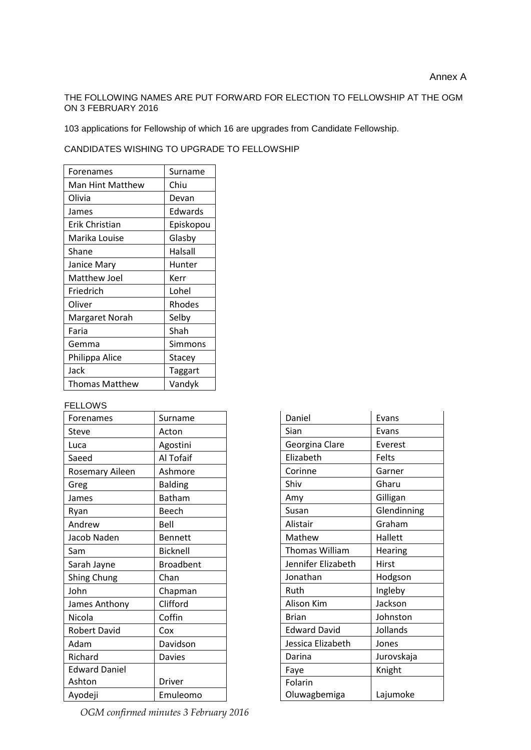Annex A

THE FOLLOWING NAMES ARE PUT FORWARD FOR ELECTION TO FELLOWSHIP AT THE OGM ON 3 FEBRUARY 2016

103 applications for Fellowship of which 16 are upgrades from Candidate Fellowship.

CANDIDATES WISHING TO UPGRADE TO FELLOWSHIP

| Forenames | Surname |
|---|---|
| Man Hint Matthew | Chiu |
| Olivia | Devan |
| James | Edwards |
| Erik Christian | Episkopou |
| Marika Louise | Glasby |
| Shane | Halsall |
| Janice Mary | Hunter |
| Matthew Joel | Kerr |
| Friedrich | Lohel |
| Oliver | Rhodes |
| Margaret Norah | Selby |
| Faria | Shah |
| Gemma | Simmons |
| Philippa Alice | Stacey |
| Jack | Taggart |
| Thomas Matthew | Vandyk |

FELLOWS

| Forenames | Surname |
|---|---|
| Steve | Acton |
| Luca | Agostini |
| Saeed | Al Tofaif |
| Rosemary Aileen | Ashmore |
| Greg | Balding |
| James | Batham |
| Ryan | Beech |
| Andrew | Bell |
| Jacob Naden | Bennett |
| Sam | Bicknell |
| Sarah Jayne | Broadbent |
| Shing Chung | Chan |
| John | Chapman |
| James Anthony | Clifford |
| Nicola | Coffin |
| Robert David | Cox |
| Adam | Davidson |
| Richard | Davies |
| Edward Daniel Ashton | Driver |
| Ayodeji | Emuleomo |
| Daniel | Evans |
| Sian | Evans |
| Georgina Clare | Everest |
| Elizabeth | Felts |
| Corinne | Garner |
| Shiv | Gharu |
| Amy | Gilligan |
| Susan | Glendinning |
| Alistair | Graham |
| Mathew | Hallett |
| Thomas William | Hearing |
| Jennifer Elizabeth | Hirst |
| Jonathan | Hodgson |
| Ruth | Ingleby |
| Alison Kim | Jackson |
| Brian | Johnston |
| Edward David | Jollands |
| Jessica Elizabeth | Jones |
| Darina | Jurovskaja |
| Faye | Knight |
| Folarin Oluwagbemiga | Lajumoke |

*OGM confirmed minutes 3 February 2016*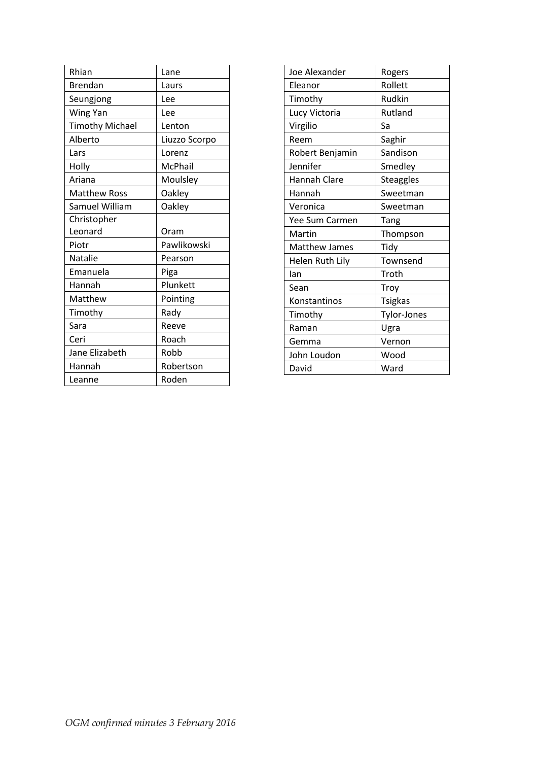| | |
|---|---|
| Rhian | Lane |
| Brendan | Laurs |
| Seungjong | Lee |
| Wing Yan | Lee |
| Timothy Michael | Lenton |
| Alberto | Liuzzo Scorpo |
| Lars | Lorenz |
| Holly | McPhail |
| Ariana | Moulsley |
| Matthew Ross | Oakley |
| Samuel William | Oakley |
| Christopher Leonard | Oram |
| Piotr | Pawlikowski |
| Natalie | Pearson |
| Emanuela | Piga |
| Hannah | Plunkett |
| Matthew | Pointing |
| Timothy | Rady |
| Sara | Reeve |
| Ceri | Roach |
| Jane Elizabeth | Robb |
| Hannah | Robertson |
| Leanne | Roden |

| | |
|---|---|
| Joe Alexander | Rogers |
| Eleanor | Rollett |
| Timothy | Rudkin |
| Lucy Victoria | Rutland |
| Virgilio | Sa |
| Reem | Saghir |
| Robert Benjamin | Sandison |
| Jennifer | Smedley |
| Hannah Clare | Steaggles |
| Hannah | Sweetman |
| Veronica | Sweetman |
| Yee Sum Carmen | Tang |
| Martin | Thompson |
| Matthew James | Tidy |
| Helen Ruth Lily | Townsend |
| Ian | Troth |
| Sean | Troy |
| Konstantinos | Tsigkas |
| Timothy | Tylor-Jones |
| Raman | Ugra |
| Gemma | Vernon |
| John Loudon | Wood |
| David | Ward |